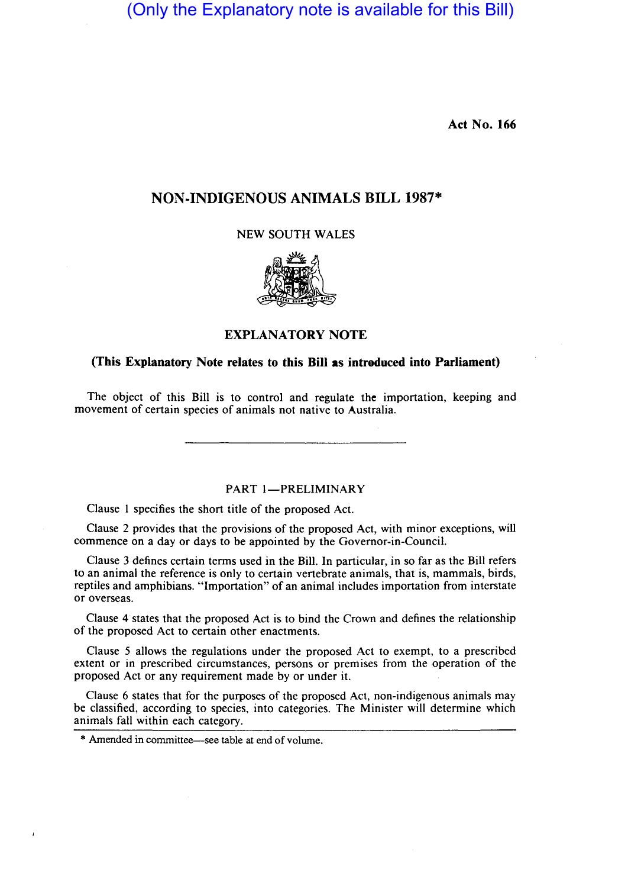(Only the Explanatory note is available for this Bill)

**Act No. 166**

# NON-INDIGENOUS ANIMALS BILL 1987*

NEW SOUTH WALES

## EXPLANATORY NOTE

**(This Explanatory Note relates to this Bill as introduced into Parliament)**

The object of this Bill is to control and regulate the importation, keeping and movement of certain species of animals not native to Australia.

---

### PART 1—PRELIMINARY

Clause 1 specifies the short title of the proposed Act.

Clause 2 provides that the provisions of the proposed Act, with minor exceptions, will commence on a day or days to be appointed by the Governor-in-Council.

Clause 3 defines certain terms used in the Bill. In particular, in so far as the Bill refers to an animal the reference is only to certain vertebrate animals, that is, mammals, birds, reptiles and amphibians. "Importation" of an animal includes importation from interstate or overseas.

Clause 4 states that the proposed Act is to bind the Crown and defines the relationship of the proposed Act to certain other enactments.

Clause 5 allows the regulations under the proposed Act to exempt, to a prescribed extent or in prescribed circumstances, persons or premises from the operation of the proposed Act or any requirement made by or under it.

Clause 6 states that for the purposes of the proposed Act, non-indigenous animals may be classified, according to species, into categories. The Minister will determine which animals fall within each category.

---

* Amended in committee—see table at end of volume.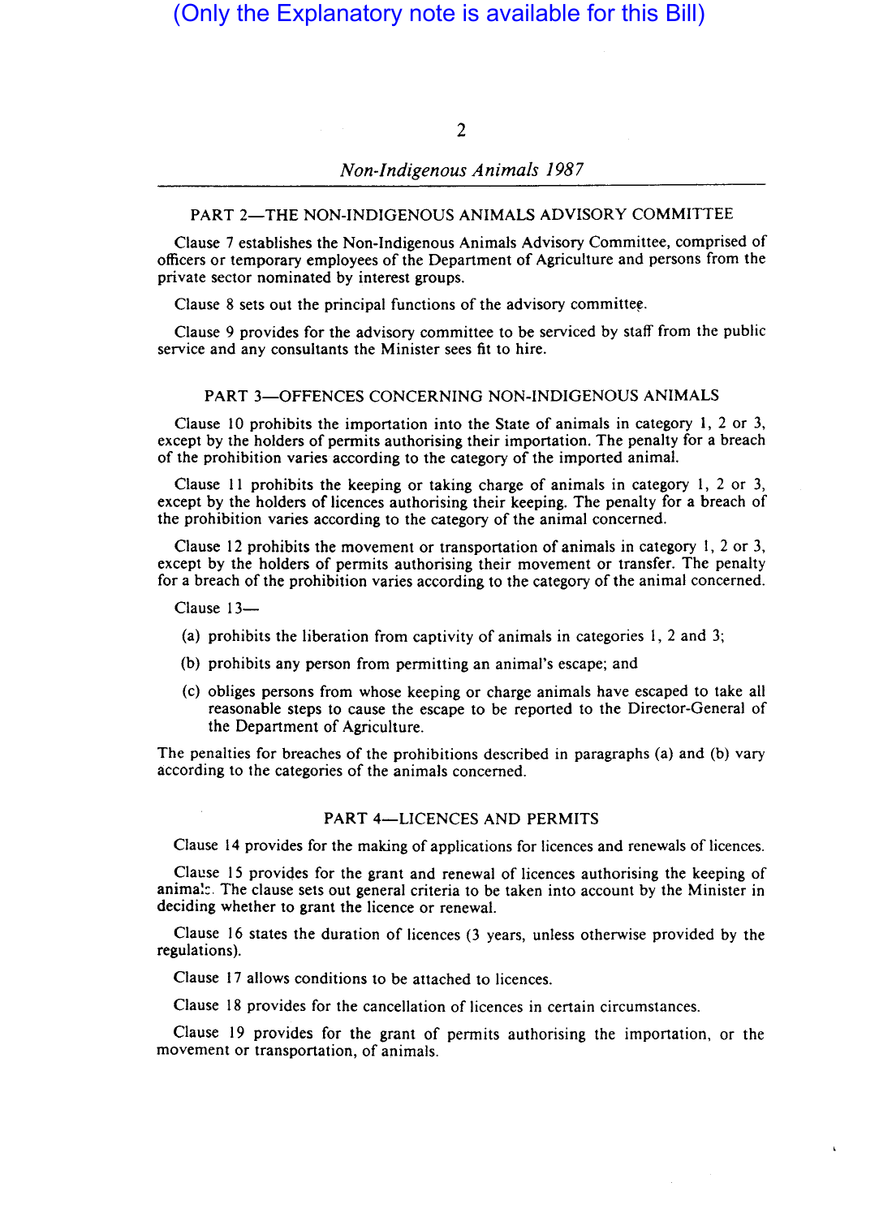(Only the Explanatory note is available for this Bill)

## PART 2—THE NON-INDIGENOUS ANIMALS ADVISORY COMMITTEE

Clause 7 establishes the Non-Indigenous Animals Advisory Committee, comprised of officers or temporary employees of the Department of Agriculture and persons from the private sector nominated by interest groups.

Clause 8 sets out the principal functions of the advisory committee.

Clause 9 provides for the advisory committee to be serviced by staff from the public service and any consultants the Minister sees fit to hire.

## PART 3—OFFENCES CONCERNING NON-INDIGENOUS ANIMALS

Clause 10 prohibits the importation into the State of animals in category 1, 2 or 3, except by the holders of permits authorising their importation. The penalty for a breach of the prohibition varies according to the category of the imported animal.

Clause 11 prohibits the keeping or taking charge of animals in category 1, 2 or 3, except by the holders of licences authorising their keeping. The penalty for a breach of the prohibition varies according to the category of the animal concerned.

Clause 12 prohibits the movement or transportation of animals in category 1, 2 or 3, except by the holders of permits authorising their movement or transfer. The penalty for a breach of the prohibition varies according to the category of the animal concerned.

Clause 13—

(a) prohibits the liberation from captivity of animals in categories 1, 2 and 3;

(b) prohibits any person from permitting an animal's escape; and

(c) obliges persons from whose keeping or charge animals have escaped to take all reasonable steps to cause the escape to be reported to the Director-General of the Department of Agriculture.

The penalties for breaches of the prohibitions described in paragraphs (a) and (b) vary according to the categories of the animals concerned.

## PART 4—LICENCES AND PERMITS

Clause 14 provides for the making of applications for licences and renewals of licences.

Clause 15 provides for the grant and renewal of licences authorising the keeping of animals. The clause sets out general criteria to be taken into account by the Minister in deciding whether to grant the licence or renewal.

Clause 16 states the duration of licences (3 years, unless otherwise provided by the regulations).

Clause 17 allows conditions to be attached to licences.

Clause 18 provides for the cancellation of licences in certain circumstances.

Clause 19 provides for the grant of permits authorising the importation, or the movement or transportation, of animals.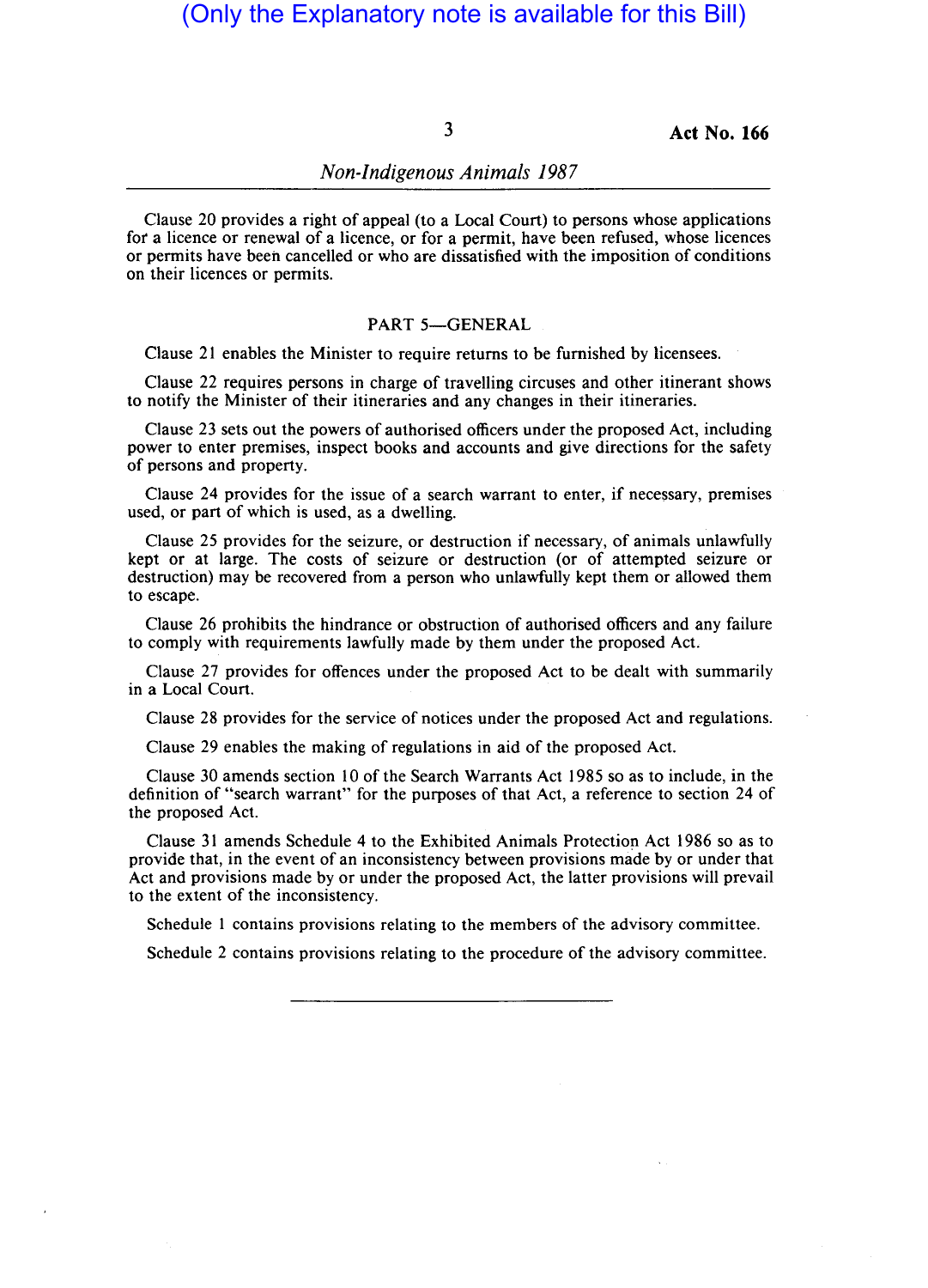(Only the Explanatory note is available for this Bill)

Clause 20 provides a right of appeal (to a Local Court) to persons whose applications for a licence or renewal of a licence, or for a permit, have been refused, whose licences or permits have been cancelled or who are dissatisfied with the imposition of conditions on their licences or permits.

## PART 5—GENERAL

Clause 21 enables the Minister to require returns to be furnished by licensees.

Clause 22 requires persons in charge of travelling circuses and other itinerant shows to notify the Minister of their itineraries and any changes in their itineraries.

Clause 23 sets out the powers of authorised officers under the proposed Act, including power to enter premises, inspect books and accounts and give directions for the safety of persons and property.

Clause 24 provides for the issue of a search warrant to enter, if necessary, premises used, or part of which is used, as a dwelling.

Clause 25 provides for the seizure, or destruction if necessary, of animals unlawfully kept or at large. The costs of seizure or destruction (or of attempted seizure or destruction) may be recovered from a person who unlawfully kept them or allowed them to escape.

Clause 26 prohibits the hindrance or obstruction of authorised officers and any failure to comply with requirements lawfully made by them under the proposed Act.

Clause 27 provides for offences under the proposed Act to be dealt with summarily in a Local Court.

Clause 28 provides for the service of notices under the proposed Act and regulations.

Clause 29 enables the making of regulations in aid of the proposed Act.

Clause 30 amends section 10 of the Search Warrants Act 1985 so as to include, in the definition of "search warrant" for the purposes of that Act, a reference to section 24 of the proposed Act.

Clause 31 amends Schedule 4 to the Exhibited Animals Protection Act 1986 so as to provide that, in the event of an inconsistency between provisions made by or under that Act and provisions made by or under the proposed Act, the latter provisions will prevail to the extent of the inconsistency.

Schedule 1 contains provisions relating to the members of the advisory committee.

Schedule 2 contains provisions relating to the procedure of the advisory committee.